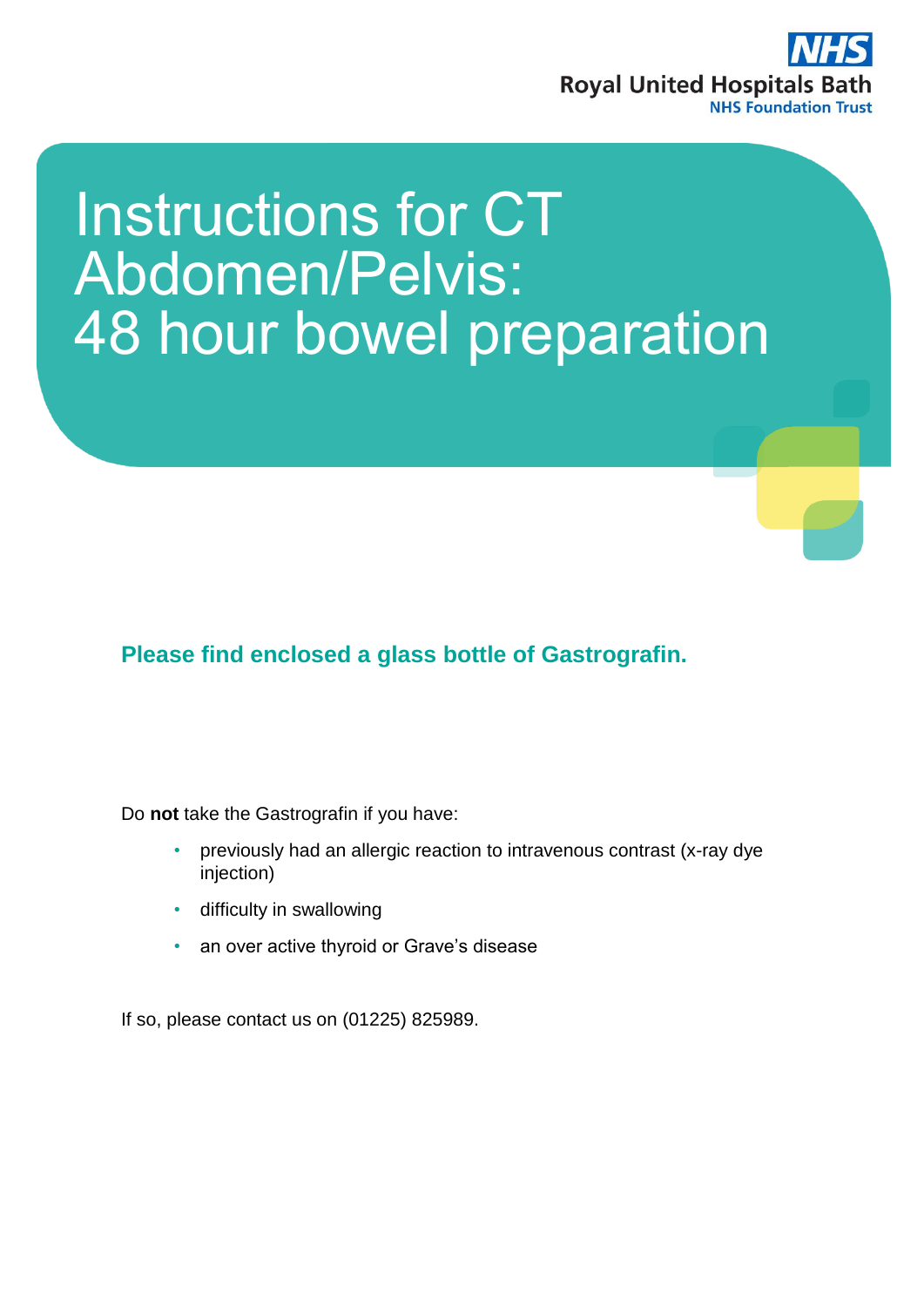Royal United Hospitals Bath
NHS Foundation Trust

# Instructions for CT Abdomen/Pelvis: 48 hour bowel preparation

**Please find enclosed a glass bottle of Gastrografin.**

Do **not** take the Gastrografin if you have:

- previously had an allergic reaction to intravenous contrast (x-ray dye injection)
- difficulty in swallowing
- an over active thyroid or Grave's disease

If so, please contact us on (01225) 825989.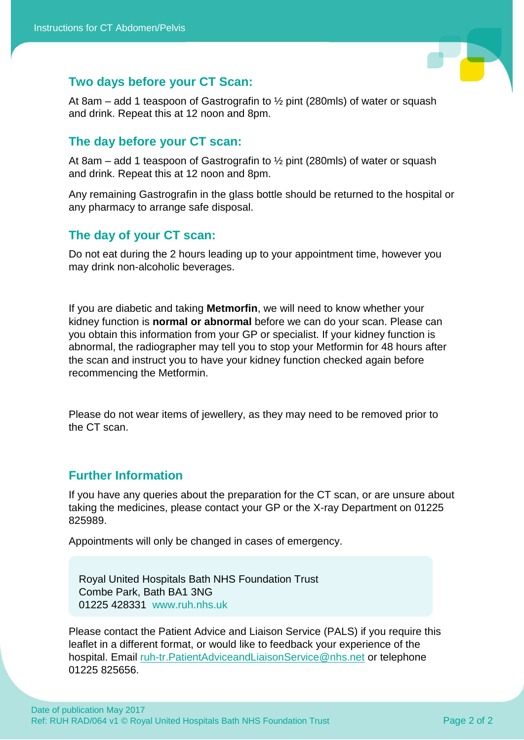## Two days before your CT Scan:

At 8am – add 1 teaspoon of Gastrografin to ½ pint (280mls) of water or squash and drink. Repeat this at 12 noon and 8pm.

## The day before your CT scan:

At 8am – add 1 teaspoon of Gastrografin to ½ pint (280mls) of water or squash and drink. Repeat this at 12 noon and 8pm.

Any remaining Gastrografin in the glass bottle should be returned to the hospital or any pharmacy to arrange safe disposal.

## The day of your CT scan:

Do not eat during the 2 hours leading up to your appointment time, however you may drink non-alcoholic beverages.

If you are diabetic and taking **Metmorfin**, we will need to know whether your kidney function is **normal or abnormal** before we can do your scan. Please can you obtain this information from your GP or specialist. If your kidney function is abnormal, the radiographer may tell you to stop your Metformin for 48 hours after the scan and instruct you to have your kidney function checked again before recommencing the Metformin.

Please do not wear items of jewellery, as they may need to be removed prior to the CT scan.

## Further Information

If you have any queries about the preparation for the CT scan, or are unsure about taking the medicines, please contact your GP or the X-ray Department on 01225 825989.

Appointments will only be changed in cases of emergency.

Royal United Hospitals Bath NHS Foundation Trust
Combe Park, Bath BA1 3NG
01225 428331 www.ruh.nhs.uk

Please contact the Patient Advice and Liaison Service (PALS) if you require this leaflet in a different format, or would like to feedback your experience of the hospital. Email ruh-tr.PatientAdviceandLiaisonService@nhs.net or telephone 01225 825656.

Date of publication May 2017
Ref: RUH RAD/064 v1 © Royal United Hospitals Bath NHS Foundation Trust